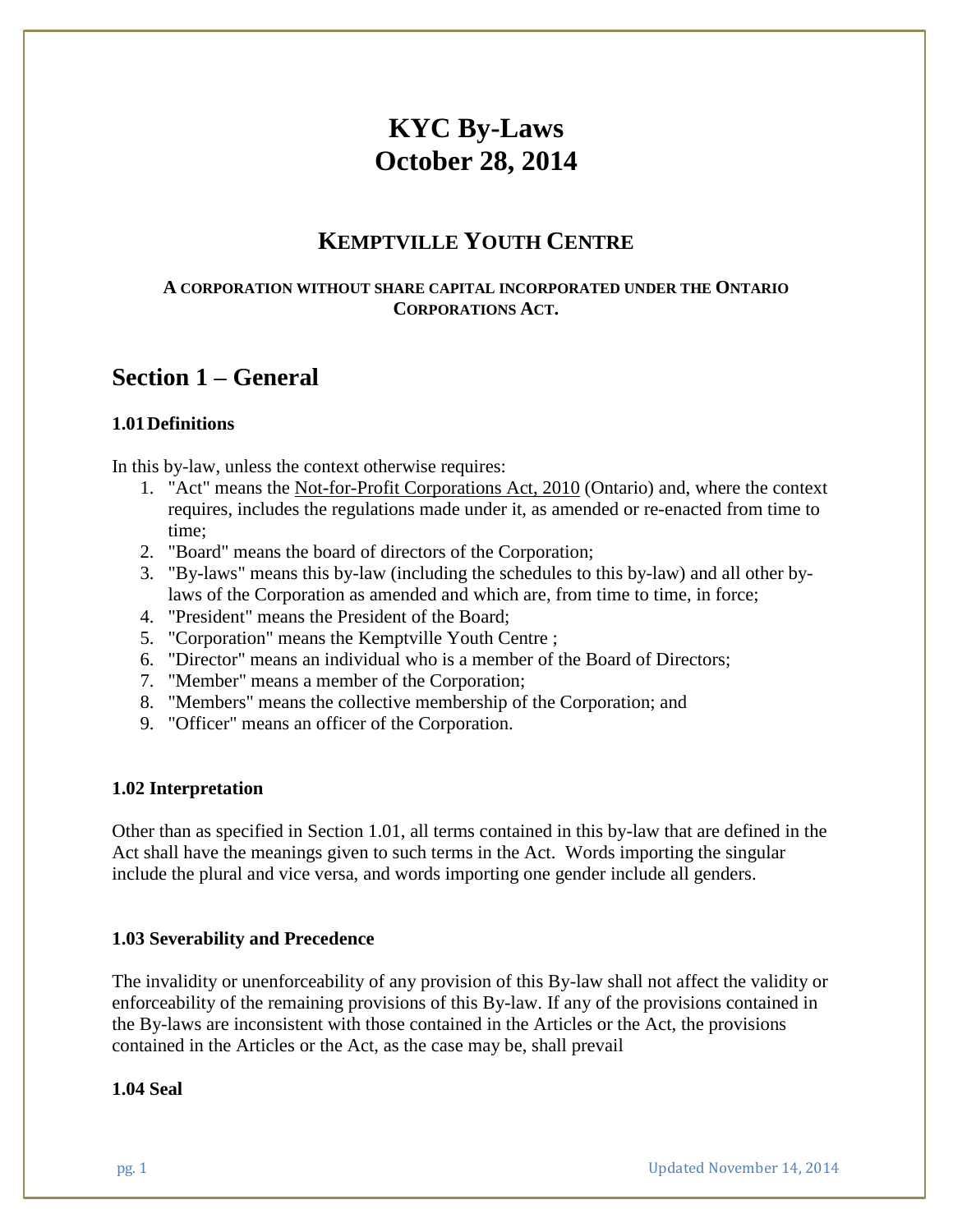# KYC By-Laws
# October 28, 2014

## KEMPTVILLE YOUTH CENTRE

**A CORPORATION WITHOUT SHARE CAPITAL INCORPORATED UNDER THE ONTARIO CORPORATIONS ACT.**

## Section 1 – General

### 1.01 Definitions

In this by-law, unless the context otherwise requires:

1. "Act" means the Not-for-Profit Corporations Act, 2010 (Ontario) and, where the context requires, includes the regulations made under it, as amended or re-enacted from time to time;
2. "Board" means the board of directors of the Corporation;
3. "By-laws" means this by-law (including the schedules to this by-law) and all other by-laws of the Corporation as amended and which are, from time to time, in force;
4. "President" means the President of the Board;
5. "Corporation" means the Kemptville Youth Centre ;
6. "Director" means an individual who is a member of the Board of Directors;
7. "Member" means a member of the Corporation;
8. "Members" means the collective membership of the Corporation; and
9. "Officer" means an officer of the Corporation.

### 1.02 Interpretation

Other than as specified in Section 1.01, all terms contained in this by-law that are defined in the Act shall have the meanings given to such terms in the Act. Words importing the singular include the plural and vice versa, and words importing one gender include all genders.

### 1.03 Severability and Precedence

The invalidity or unenforceability of any provision of this By-law shall not affect the validity or enforceability of the remaining provisions of this By-law. If any of the provisions contained in the By-laws are inconsistent with those contained in the Articles or the Act, the provisions contained in the Articles or the Act, as the case may be, shall prevail

### 1.04 Seal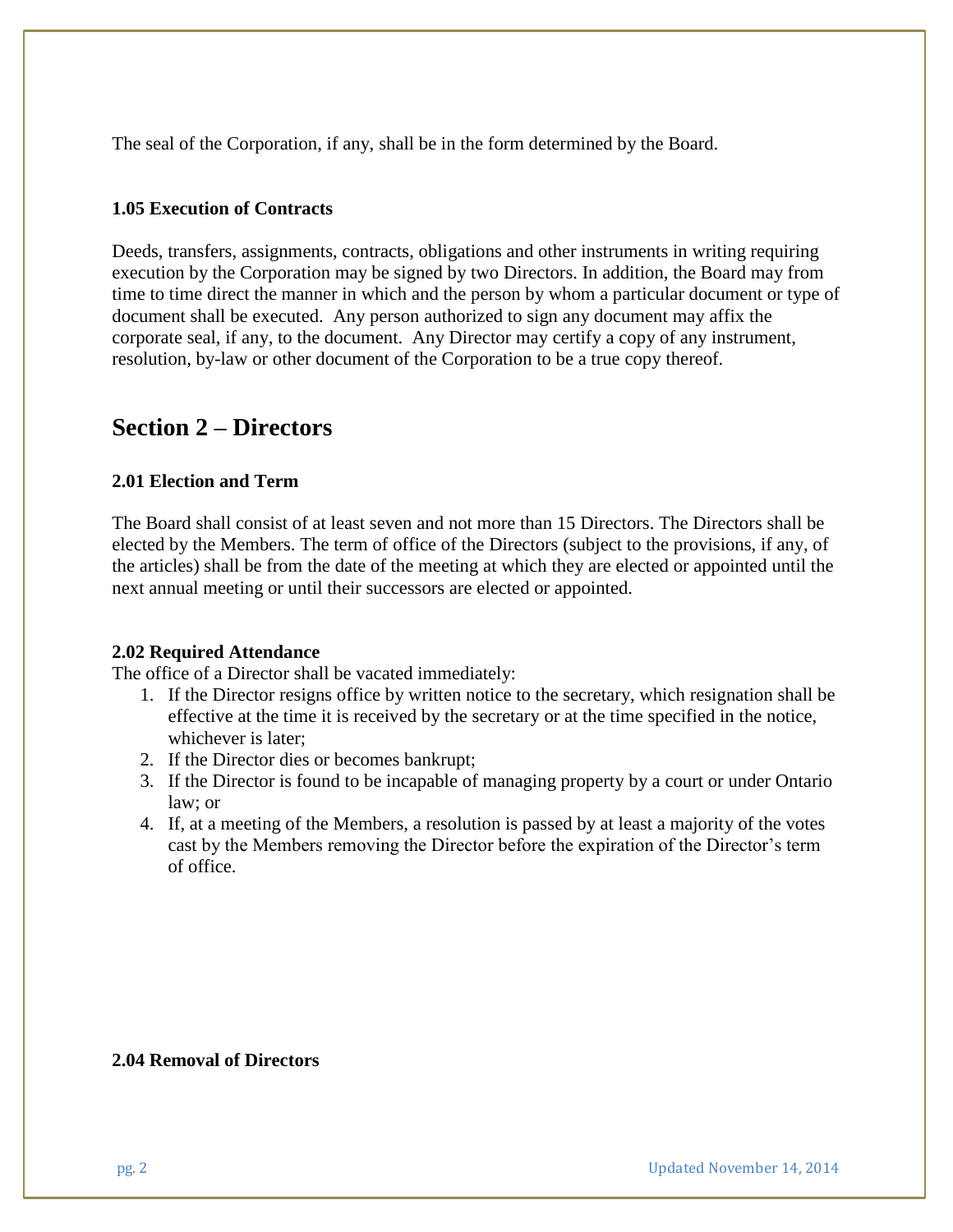The seal of the Corporation, if any, shall be in the form determined by the Board.

### 1.05 Execution of Contracts

Deeds, transfers, assignments, contracts, obligations and other instruments in writing requiring execution by the Corporation may be signed by two Directors. In addition, the Board may from time to time direct the manner in which and the person by whom a particular document or type of document shall be executed. Any person authorized to sign any document may affix the corporate seal, if any, to the document. Any Director may certify a copy of any instrument, resolution, by-law or other document of the Corporation to be a true copy thereof.

## Section 2 – Directors

### 2.01 Election and Term

The Board shall consist of at least seven and not more than 15 Directors. The Directors shall be elected by the Members. The term of office of the Directors (subject to the provisions, if any, of the articles) shall be from the date of the meeting at which they are elected or appointed until the next annual meeting or until their successors are elected or appointed.

### 2.02 Required Attendance

The office of a Director shall be vacated immediately:

1. If the Director resigns office by written notice to the secretary, which resignation shall be effective at the time it is received by the secretary or at the time specified in the notice, whichever is later;
2. If the Director dies or becomes bankrupt;
3. If the Director is found to be incapable of managing property by a court or under Ontario law; or
4. If, at a meeting of the Members, a resolution is passed by at least a majority of the votes cast by the Members removing the Director before the expiration of the Director's term of office.

### 2.04 Removal of Directors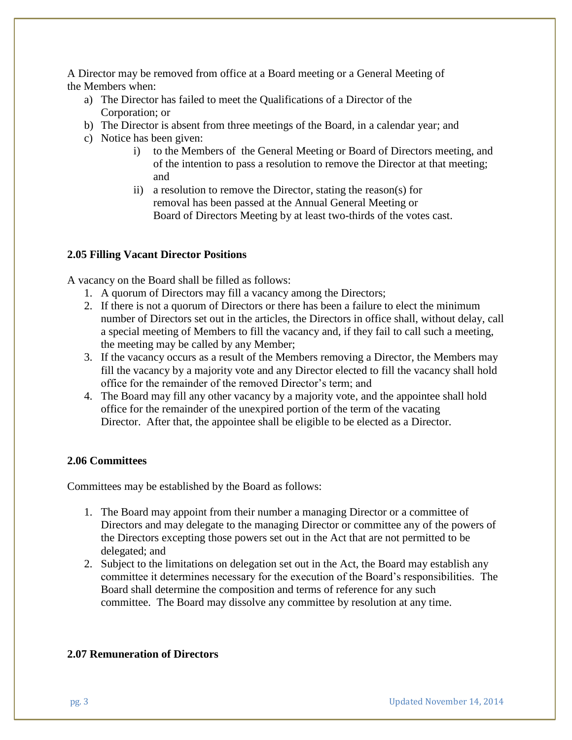A Director may be removed from office at a Board meeting or a General Meeting of the Members when:

a) The Director has failed to meet the Qualifications of a Director of the Corporation; or
b) The Director is absent from three meetings of the Board, in a calendar year; and
c) Notice has been given:
    i) to the Members of the General Meeting or Board of Directors meeting, and of the intention to pass a resolution to remove the Director at that meeting; and
    ii) a resolution to remove the Director, stating the reason(s) for removal has been passed at the Annual General Meeting or Board of Directors Meeting by at least two-thirds of the votes cast.

### 2.05 Filling Vacant Director Positions

A vacancy on the Board shall be filled as follows:

1. A quorum of Directors may fill a vacancy among the Directors;
2. If there is not a quorum of Directors or there has been a failure to elect the minimum number of Directors set out in the articles, the Directors in office shall, without delay, call a special meeting of Members to fill the vacancy and, if they fail to call such a meeting, the meeting may be called by any Member;
3. If the vacancy occurs as a result of the Members removing a Director, the Members may fill the vacancy by a majority vote and any Director elected to fill the vacancy shall hold office for the remainder of the removed Director's term; and
4. The Board may fill any other vacancy by a majority vote, and the appointee shall hold office for the remainder of the unexpired portion of the term of the vacating Director. After that, the appointee shall be eligible to be elected as a Director.

### 2.06 Committees

Committees may be established by the Board as follows:

1. The Board may appoint from their number a managing Director or a committee of Directors and may delegate to the managing Director or committee any of the powers of the Directors excepting those powers set out in the Act that are not permitted to be delegated; and
2. Subject to the limitations on delegation set out in the Act, the Board may establish any committee it determines necessary for the execution of the Board's responsibilities. The Board shall determine the composition and terms of reference for any such committee. The Board may dissolve any committee by resolution at any time.

### 2.07 Remuneration of Directors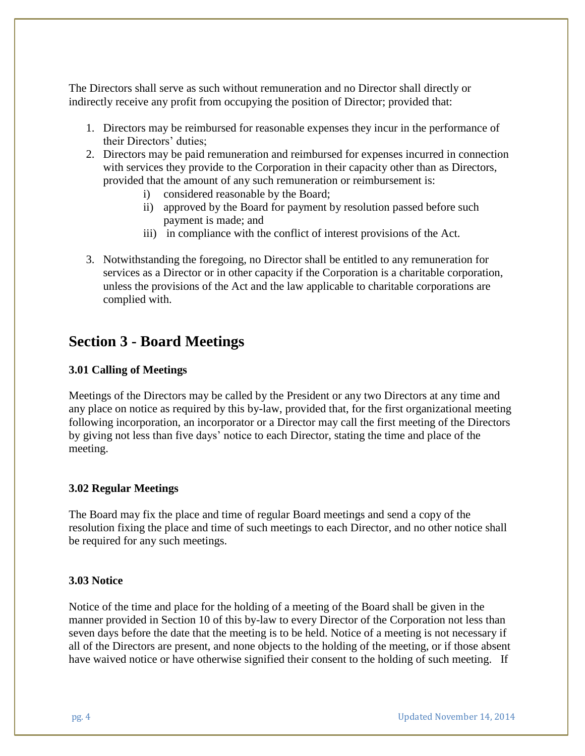The Directors shall serve as such without remuneration and no Director shall directly or indirectly receive any profit from occupying the position of Director; provided that:

1. Directors may be reimbursed for reasonable expenses they incur in the performance of their Directors' duties;
2. Directors may be paid remuneration and reimbursed for expenses incurred in connection with services they provide to the Corporation in their capacity other than as Directors, provided that the amount of any such remuneration or reimbursement is:
    i) considered reasonable by the Board;
    ii) approved by the Board for payment by resolution passed before such payment is made; and
    iii) in compliance with the conflict of interest provisions of the Act.
3. Notwithstanding the foregoing, no Director shall be entitled to any remuneration for services as a Director or in other capacity if the Corporation is a charitable corporation, unless the provisions of the Act and the law applicable to charitable corporations are complied with.

## Section 3 - Board Meetings

### 3.01 Calling of Meetings

Meetings of the Directors may be called by the President or any two Directors at any time and any place on notice as required by this by-law, provided that, for the first organizational meeting following incorporation, an incorporator or a Director may call the first meeting of the Directors by giving not less than five days' notice to each Director, stating the time and place of the meeting.

### 3.02 Regular Meetings

The Board may fix the place and time of regular Board meetings and send a copy of the resolution fixing the place and time of such meetings to each Director, and no other notice shall be required for any such meetings.

### 3.03 Notice

Notice of the time and place for the holding of a meeting of the Board shall be given in the manner provided in Section 10 of this by-law to every Director of the Corporation not less than seven days before the date that the meeting is to be held. Notice of a meeting is not necessary if all of the Directors are present, and none objects to the holding of the meeting, or if those absent have waived notice or have otherwise signified their consent to the holding of such meeting. If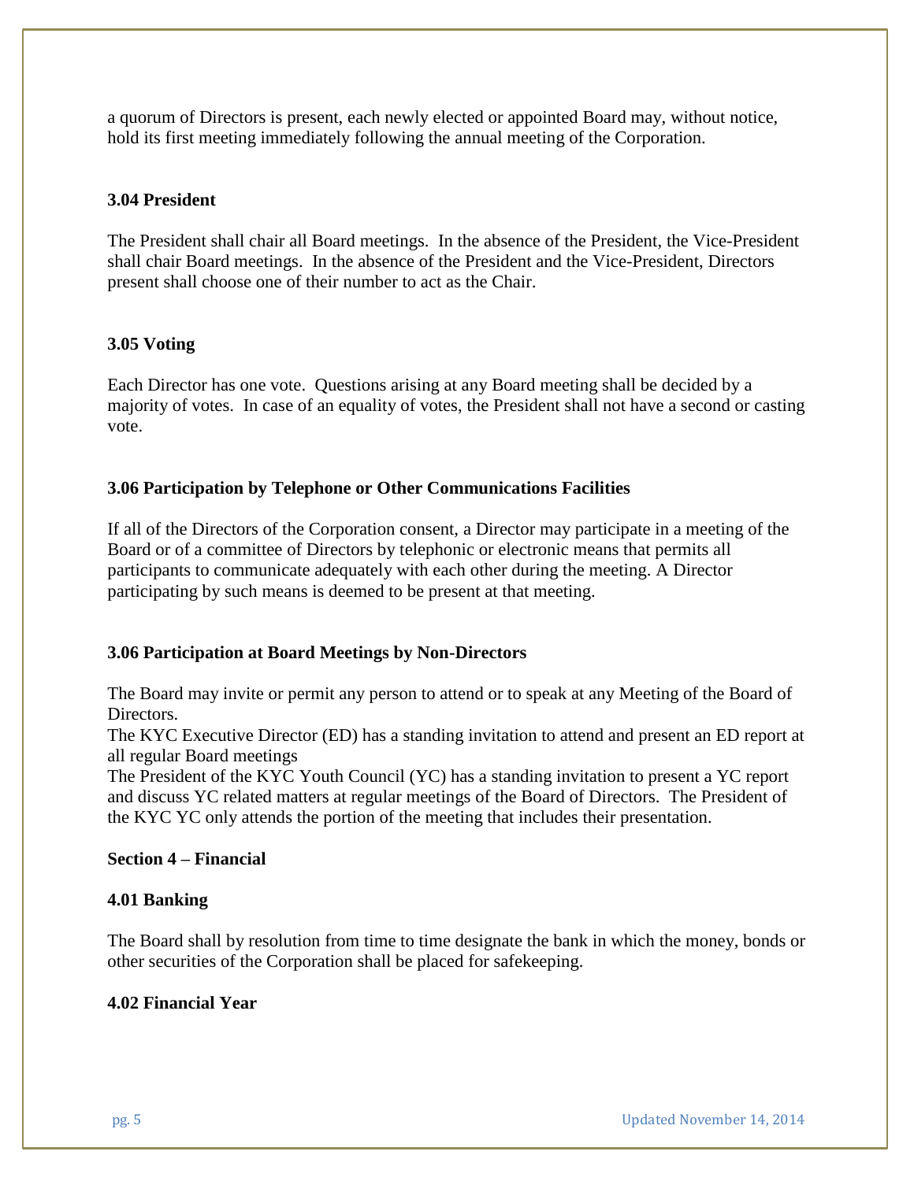a quorum of Directors is present, each newly elected or appointed Board may, without notice, hold its first meeting immediately following the annual meeting of the Corporation.

### 3.04 President

The President shall chair all Board meetings. In the absence of the President, the Vice-President shall chair Board meetings. In the absence of the President and the Vice-President, Directors present shall choose one of their number to act as the Chair.

### 3.05 Voting

Each Director has one vote. Questions arising at any Board meeting shall be decided by a majority of votes. In case of an equality of votes, the President shall not have a second or casting vote.

### 3.06 Participation by Telephone or Other Communications Facilities

If all of the Directors of the Corporation consent, a Director may participate in a meeting of the Board or of a committee of Directors by telephonic or electronic means that permits all participants to communicate adequately with each other during the meeting. A Director participating by such means is deemed to be present at that meeting.

### 3.06 Participation at Board Meetings by Non-Directors

The Board may invite or permit any person to attend or to speak at any Meeting of the Board of Directors.

The KYC Executive Director (ED) has a standing invitation to attend and present an ED report at all regular Board meetings

The President of the KYC Youth Council (YC) has a standing invitation to present a YC report and discuss YC related matters at regular meetings of the Board of Directors. The President of the KYC YC only attends the portion of the meeting that includes their presentation.

## Section 4 – Financial

### 4.01 Banking

The Board shall by resolution from time to time designate the bank in which the money, bonds or other securities of the Corporation shall be placed for safekeeping.

### 4.02 Financial Year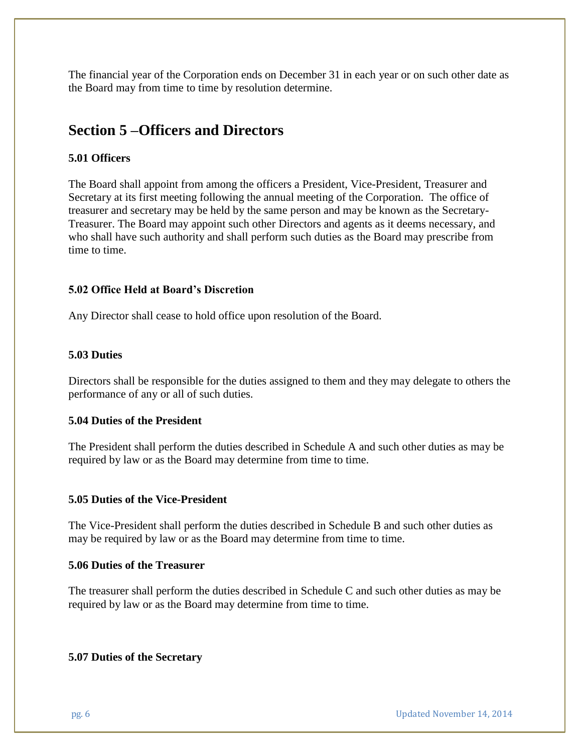The financial year of the Corporation ends on December 31 in each year or on such other date as the Board may from time to time by resolution determine.

## Section 5 –Officers and Directors

**5.01 Officers**

The Board shall appoint from among the officers a President, Vice-President, Treasurer and Secretary at its first meeting following the annual meeting of the Corporation. The office of treasurer and secretary may be held by the same person and may be known as the Secretary-Treasurer. The Board may appoint such other Directors and agents as it deems necessary, and who shall have such authority and shall perform such duties as the Board may prescribe from time to time.

**5.02 Office Held at Board's Discretion**

Any Director shall cease to hold office upon resolution of the Board.

**5.03 Duties**

Directors shall be responsible for the duties assigned to them and they may delegate to others the performance of any or all of such duties.

**5.04 Duties of the President**

The President shall perform the duties described in Schedule A and such other duties as may be required by law or as the Board may determine from time to time.

**5.05 Duties of the Vice-President**

The Vice-President shall perform the duties described in Schedule B and such other duties as may be required by law or as the Board may determine from time to time.

**5.06 Duties of the Treasurer**

The treasurer shall perform the duties described in Schedule C and such other duties as may be required by law or as the Board may determine from time to time.

**5.07 Duties of the Secretary**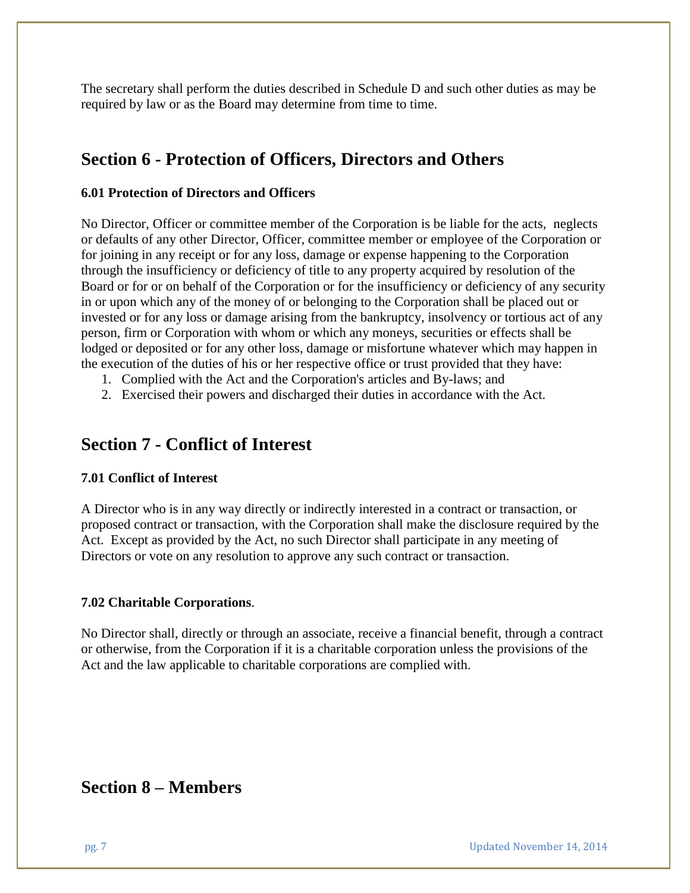The secretary shall perform the duties described in Schedule D and such other duties as may be required by law or as the Board may determine from time to time.

## Section 6 - Protection of Officers, Directors and Others

### 6.01 Protection of Directors and Officers

No Director, Officer or committee member of the Corporation is be liable for the acts, neglects or defaults of any other Director, Officer, committee member or employee of the Corporation or for joining in any receipt or for any loss, damage or expense happening to the Corporation through the insufficiency or deficiency of title to any property acquired by resolution of the Board or for or on behalf of the Corporation or for the insufficiency or deficiency of any security in or upon which any of the money of or belonging to the Corporation shall be placed out or invested or for any loss or damage arising from the bankruptcy, insolvency or tortious act of any person, firm or Corporation with whom or which any moneys, securities or effects shall be lodged or deposited or for any other loss, damage or misfortune whatever which may happen in the execution of the duties of his or her respective office or trust provided that they have:

1. Complied with the Act and the Corporation's articles and By-laws; and
2. Exercised their powers and discharged their duties in accordance with the Act.

## Section 7 - Conflict of Interest

### 7.01 Conflict of Interest

A Director who is in any way directly or indirectly interested in a contract or transaction, or proposed contract or transaction, with the Corporation shall make the disclosure required by the Act. Except as provided by the Act, no such Director shall participate in any meeting of Directors or vote on any resolution to approve any such contract or transaction.

### 7.02 Charitable Corporations.

No Director shall, directly or through an associate, receive a financial benefit, through a contract or otherwise, from the Corporation if it is a charitable corporation unless the provisions of the Act and the law applicable to charitable corporations are complied with.

## Section 8 – Members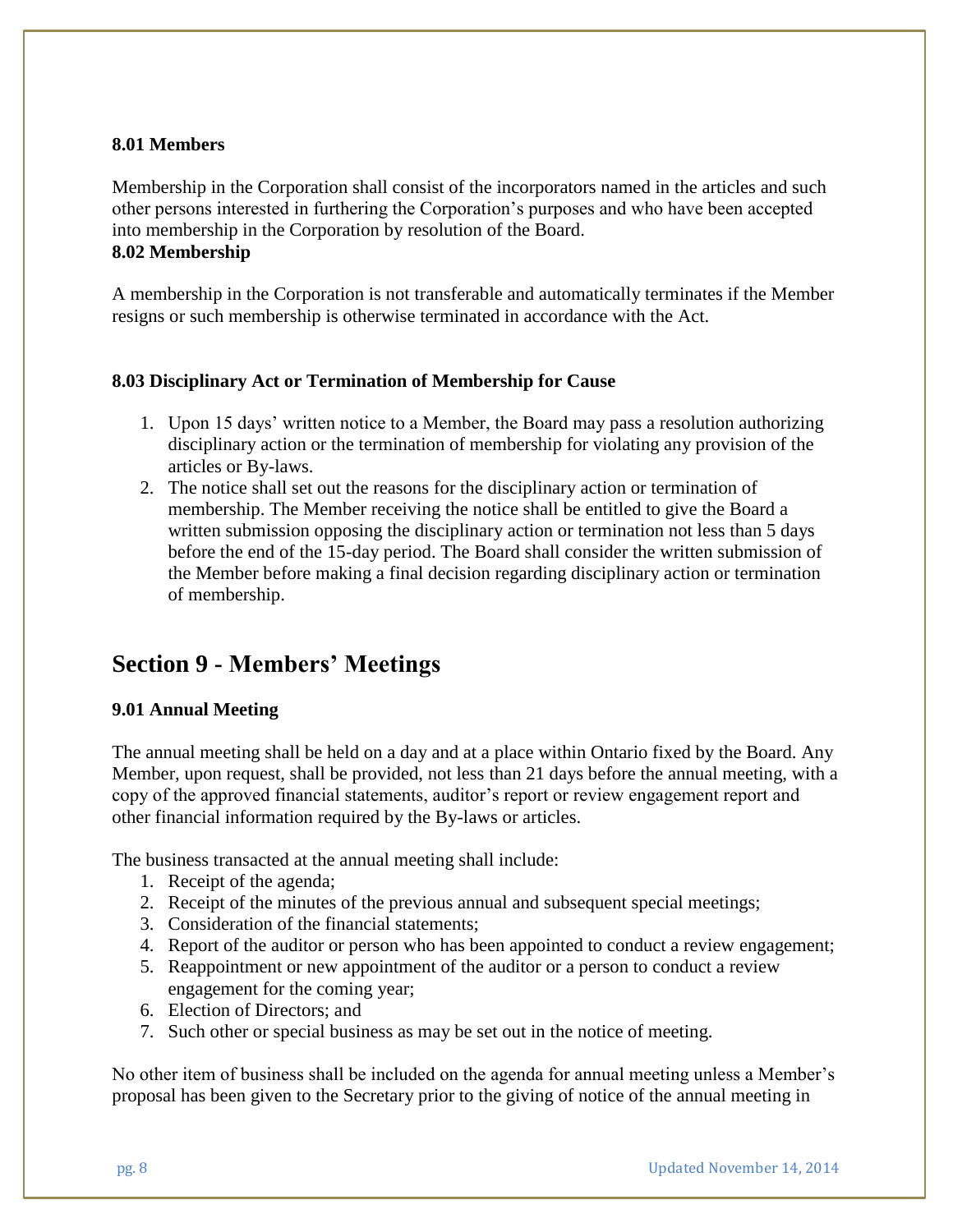### 8.01 Members

Membership in the Corporation shall consist of the incorporators named in the articles and such other persons interested in furthering the Corporation's purposes and who have been accepted into membership in the Corporation by resolution of the Board.

### 8.02 Membership

A membership in the Corporation is not transferable and automatically terminates if the Member resigns or such membership is otherwise terminated in accordance with the Act.

### 8.03 Disciplinary Act or Termination of Membership for Cause

1. Upon 15 days' written notice to a Member, the Board may pass a resolution authorizing disciplinary action or the termination of membership for violating any provision of the articles or By-laws.
2. The notice shall set out the reasons for the disciplinary action or termination of membership. The Member receiving the notice shall be entitled to give the Board a written submission opposing the disciplinary action or termination not less than 5 days before the end of the 15-day period. The Board shall consider the written submission of the Member before making a final decision regarding disciplinary action or termination of membership.

## Section 9 - Members' Meetings

### 9.01 Annual Meeting

The annual meeting shall be held on a day and at a place within Ontario fixed by the Board. Any Member, upon request, shall be provided, not less than 21 days before the annual meeting, with a copy of the approved financial statements, auditor's report or review engagement report and other financial information required by the By-laws or articles.

The business transacted at the annual meeting shall include:

1. Receipt of the agenda;
2. Receipt of the minutes of the previous annual and subsequent special meetings;
3. Consideration of the financial statements;
4. Report of the auditor or person who has been appointed to conduct a review engagement;
5. Reappointment or new appointment of the auditor or a person to conduct a review engagement for the coming year;
6. Election of Directors; and
7. Such other or special business as may be set out in the notice of meeting.

No other item of business shall be included on the agenda for annual meeting unless a Member's proposal has been given to the Secretary prior to the giving of notice of the annual meeting in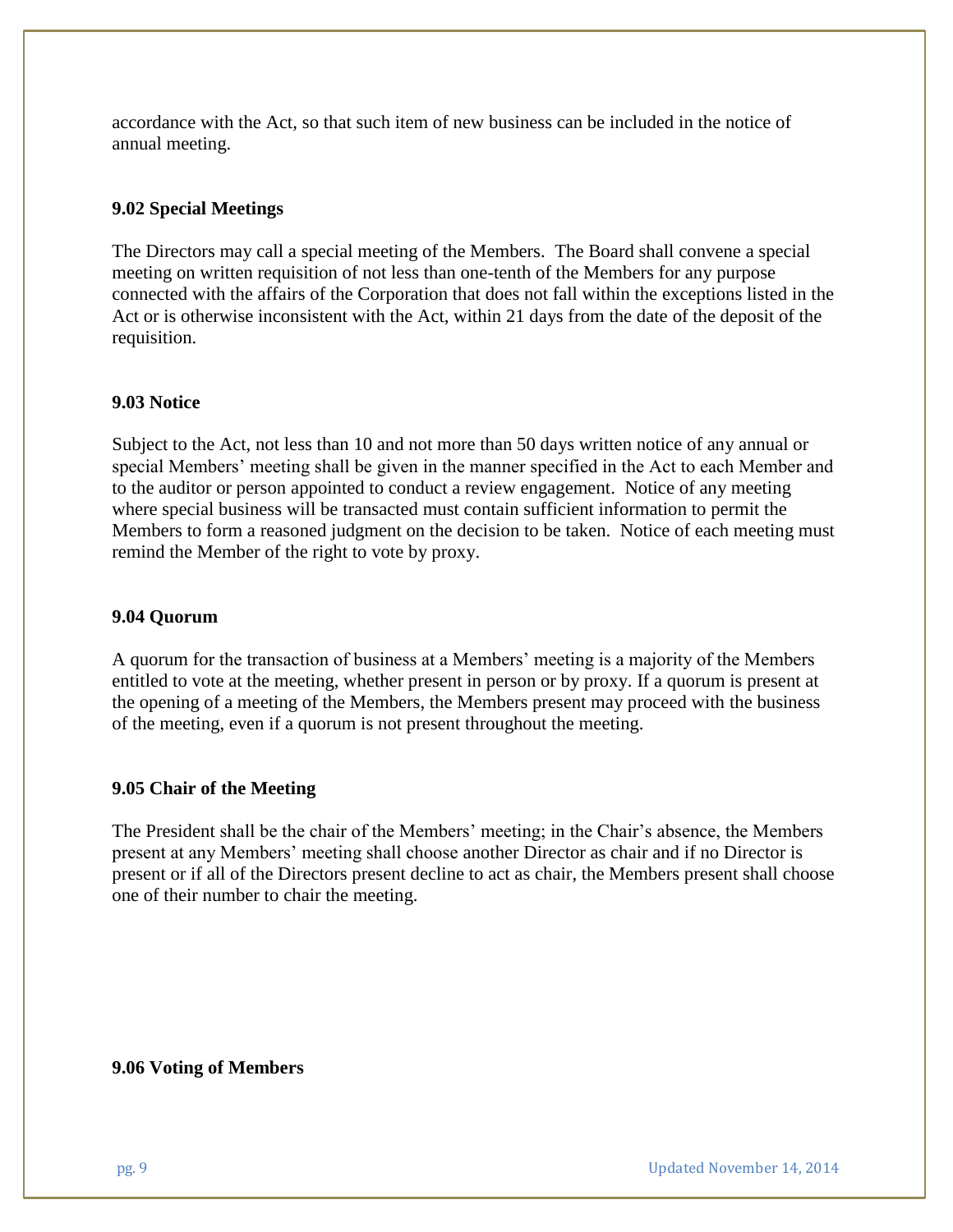accordance with the Act, so that such item of new business can be included in the notice of annual meeting.

**9.02 Special Meetings**

The Directors may call a special meeting of the Members. The Board shall convene a special meeting on written requisition of not less than one-tenth of the Members for any purpose connected with the affairs of the Corporation that does not fall within the exceptions listed in the Act or is otherwise inconsistent with the Act, within 21 days from the date of the deposit of the requisition.

**9.03 Notice**

Subject to the Act, not less than 10 and not more than 50 days written notice of any annual or special Members' meeting shall be given in the manner specified in the Act to each Member and to the auditor or person appointed to conduct a review engagement. Notice of any meeting where special business will be transacted must contain sufficient information to permit the Members to form a reasoned judgment on the decision to be taken. Notice of each meeting must remind the Member of the right to vote by proxy.

**9.04 Quorum**

A quorum for the transaction of business at a Members' meeting is a majority of the Members entitled to vote at the meeting, whether present in person or by proxy. If a quorum is present at the opening of a meeting of the Members, the Members present may proceed with the business of the meeting, even if a quorum is not present throughout the meeting.

**9.05 Chair of the Meeting**

The President shall be the chair of the Members' meeting; in the Chair's absence, the Members present at any Members' meeting shall choose another Director as chair and if no Director is present or if all of the Directors present decline to act as chair, the Members present shall choose one of their number to chair the meeting.

**9.06 Voting of Members**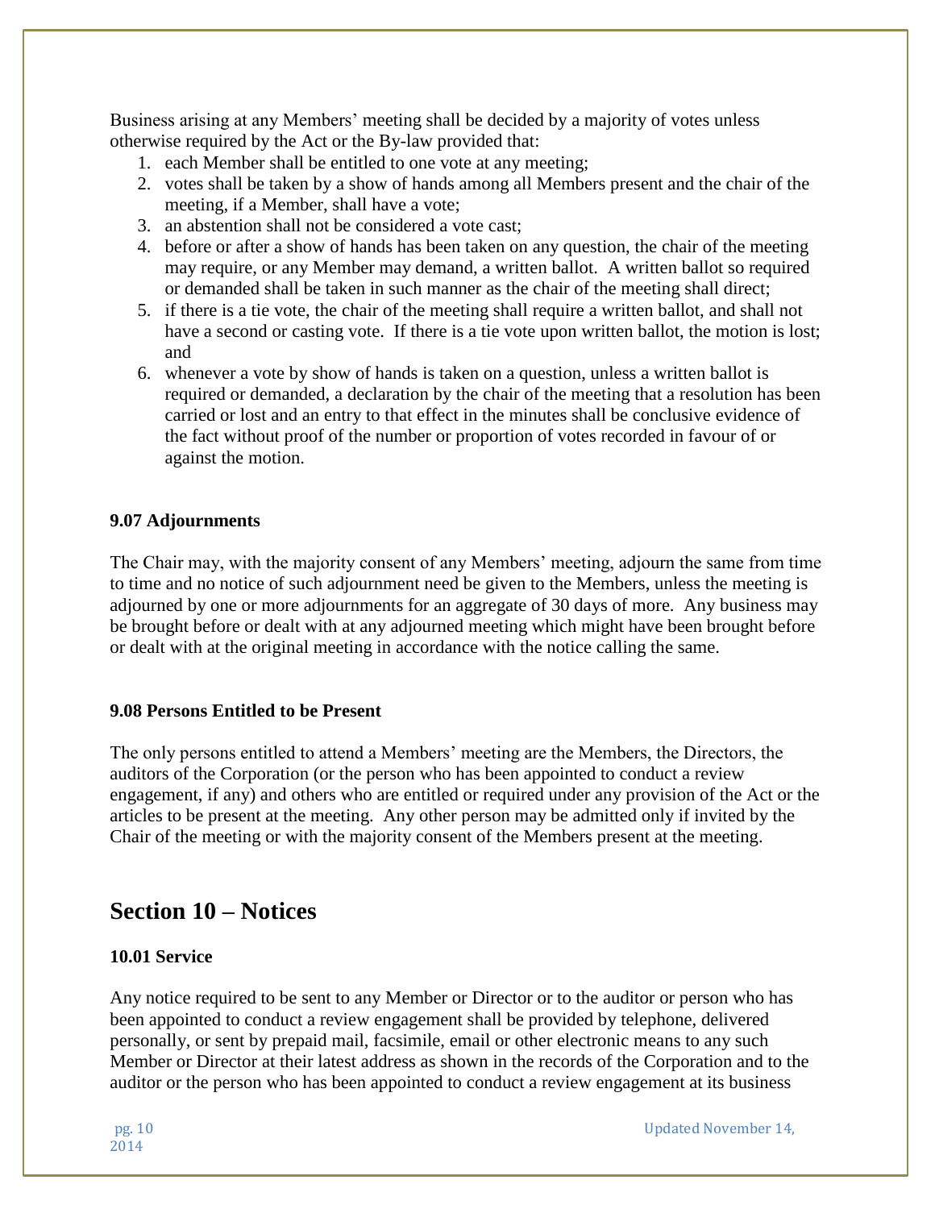Business arising at any Members' meeting shall be decided by a majority of votes unless otherwise required by the Act or the By-law provided that:

1. each Member shall be entitled to one vote at any meeting;
2. votes shall be taken by a show of hands among all Members present and the chair of the meeting, if a Member, shall have a vote;
3. an abstention shall not be considered a vote cast;
4. before or after a show of hands has been taken on any question, the chair of the meeting may require, or any Member may demand, a written ballot. A written ballot so required or demanded shall be taken in such manner as the chair of the meeting shall direct;
5. if there is a tie vote, the chair of the meeting shall require a written ballot, and shall not have a second or casting vote. If there is a tie vote upon written ballot, the motion is lost; and
6. whenever a vote by show of hands is taken on a question, unless a written ballot is required or demanded, a declaration by the chair of the meeting that a resolution has been carried or lost and an entry to that effect in the minutes shall be conclusive evidence of the fact without proof of the number or proportion of votes recorded in favour of or against the motion.

### 9.07 Adjournments

The Chair may, with the majority consent of any Members' meeting, adjourn the same from time to time and no notice of such adjournment need be given to the Members, unless the meeting is adjourned by one or more adjournments for an aggregate of 30 days of more. Any business may be brought before or dealt with at any adjourned meeting which might have been brought before or dealt with at the original meeting in accordance with the notice calling the same.

### 9.08 Persons Entitled to be Present

The only persons entitled to attend a Members' meeting are the Members, the Directors, the auditors of the Corporation (or the person who has been appointed to conduct a review engagement, if any) and others who are entitled or required under any provision of the Act or the articles to be present at the meeting. Any other person may be admitted only if invited by the Chair of the meeting or with the majority consent of the Members present at the meeting.

## Section 10 – Notices

### 10.01 Service

Any notice required to be sent to any Member or Director or to the auditor or person who has been appointed to conduct a review engagement shall be provided by telephone, delivered personally, or sent by prepaid mail, facsimile, email or other electronic means to any such Member or Director at their latest address as shown in the records of the Corporation and to the auditor or the person who has been appointed to conduct a review engagement at its business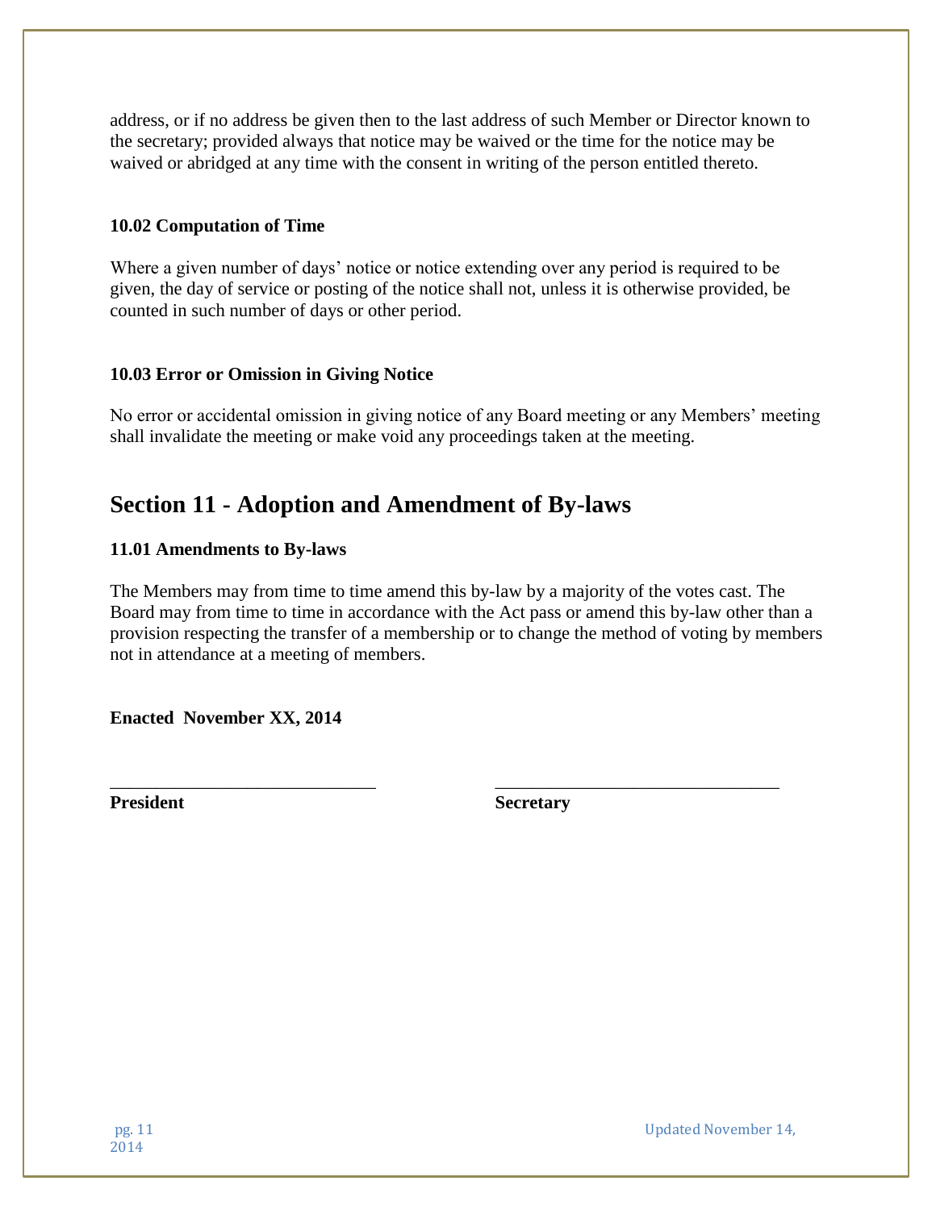address, or if no address be given then to the last address of such Member or Director known to the secretary; provided always that notice may be waived or the time for the notice may be waived or abridged at any time with the consent in writing of the person entitled thereto.

### 10.02 Computation of Time

Where a given number of days' notice or notice extending over any period is required to be given, the day of service or posting of the notice shall not, unless it is otherwise provided, be counted in such number of days or other period.

### 10.03 Error or Omission in Giving Notice

No error or accidental omission in giving notice of any Board meeting or any Members' meeting shall invalidate the meeting or make void any proceedings taken at the meeting.

## Section 11 - Adoption and Amendment of By-laws

### 11.01 Amendments to By-laws

The Members may from time to time amend this by-law by a majority of the votes cast. The Board may from time to time in accordance with the Act pass or amend this by-law other than a provision respecting the transfer of a membership or to change the method of voting by members not in attendance at a meeting of members.

**Enacted November XX, 2014**

\_\_\_\_\_\_\_\_\_\_\_\_\_\_\_\_\_\_\_\_\_\_\_\_\_\_\_\_ \_\_\_\_\_\_\_\_\_\_\_\_\_\_\_\_\_\_\_\_\_\_\_\_\_\_\_\_

**President** **Secretary**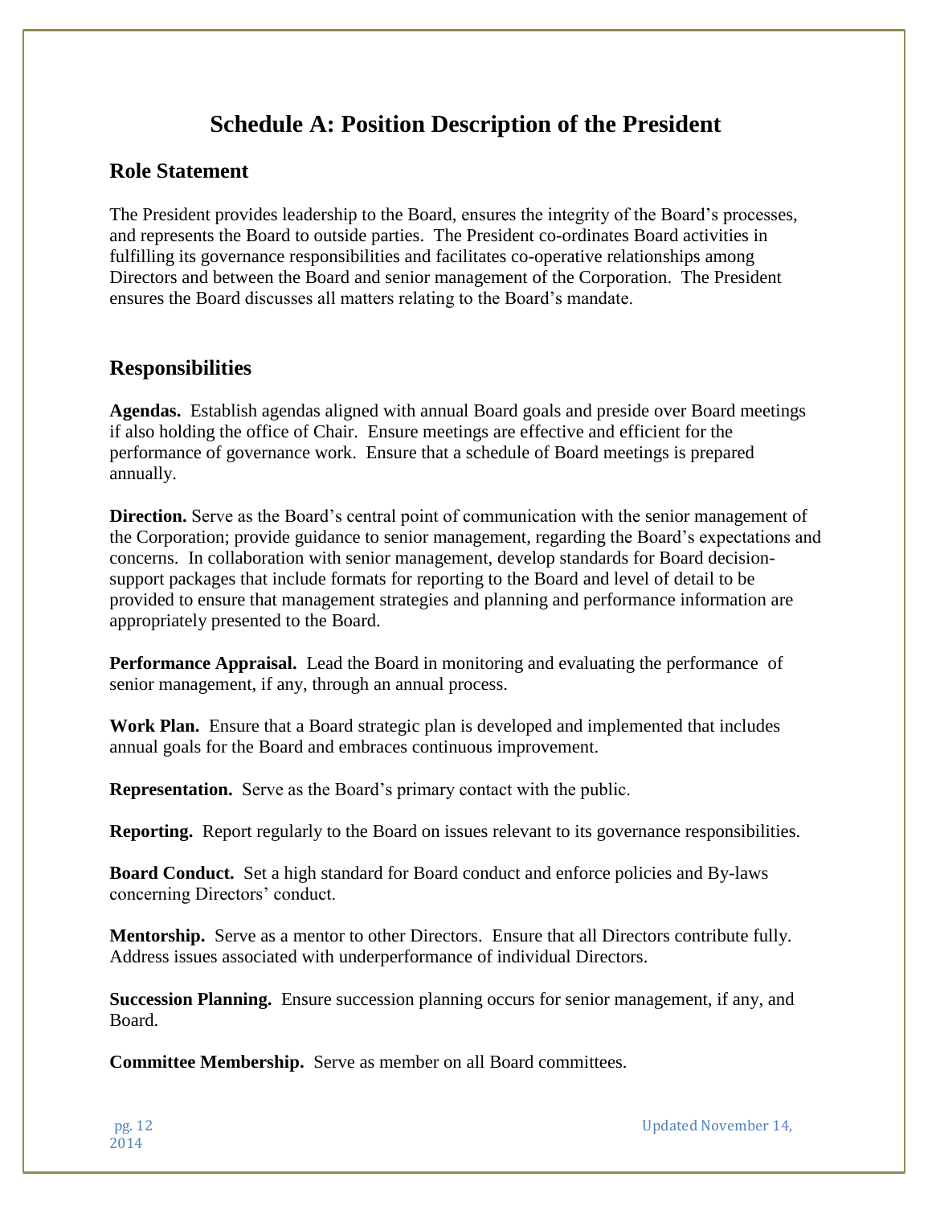# Schedule A: Position Description of the President

## Role Statement

The President provides leadership to the Board, ensures the integrity of the Board's processes, and represents the Board to outside parties. The President co-ordinates Board activities in fulfilling its governance responsibilities and facilitates co-operative relationships among Directors and between the Board and senior management of the Corporation. The President ensures the Board discusses all matters relating to the Board's mandate.

## Responsibilities

**Agendas.** Establish agendas aligned with annual Board goals and preside over Board meetings if also holding the office of Chair. Ensure meetings are effective and efficient for the performance of governance work. Ensure that a schedule of Board meetings is prepared annually.

**Direction.** Serve as the Board's central point of communication with the senior management of the Corporation; provide guidance to senior management, regarding the Board's expectations and concerns. In collaboration with senior management, develop standards for Board decision-support packages that include formats for reporting to the Board and level of detail to be provided to ensure that management strategies and planning and performance information are appropriately presented to the Board.

**Performance Appraisal.** Lead the Board in monitoring and evaluating the performance of senior management, if any, through an annual process.

**Work Plan.** Ensure that a Board strategic plan is developed and implemented that includes annual goals for the Board and embraces continuous improvement.

**Representation.** Serve as the Board's primary contact with the public.

**Reporting.** Report regularly to the Board on issues relevant to its governance responsibilities.

**Board Conduct.** Set a high standard for Board conduct and enforce policies and By-laws concerning Directors' conduct.

**Mentorship.** Serve as a mentor to other Directors. Ensure that all Directors contribute fully. Address issues associated with underperformance of individual Directors.

**Succession Planning.** Ensure succession planning occurs for senior management, if any, and Board.

**Committee Membership.** Serve as member on all Board committees.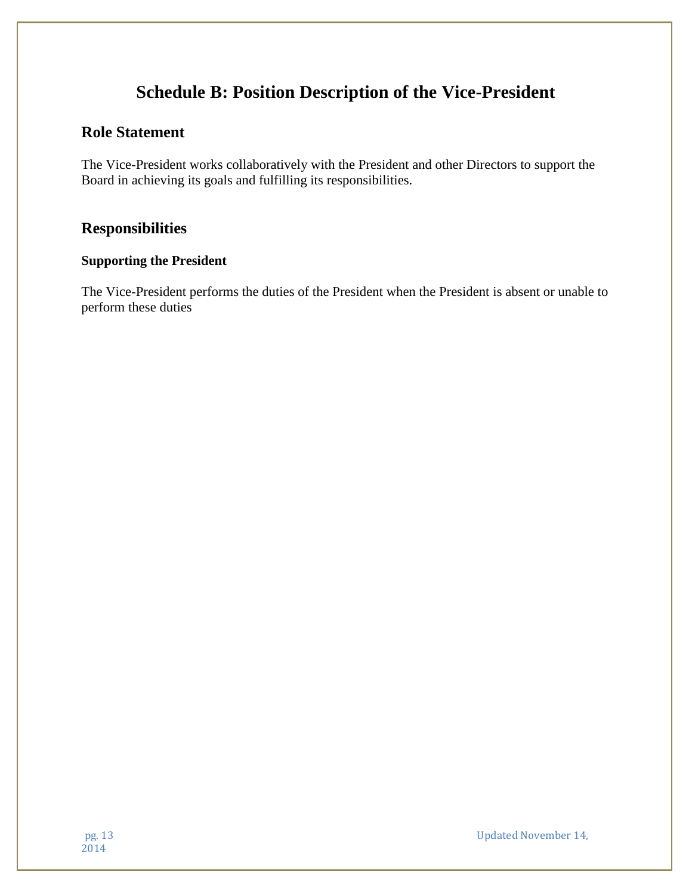# Schedule B: Position Description of the Vice-President

## Role Statement

The Vice-President works collaboratively with the President and other Directors to support the Board in achieving its goals and fulfilling its responsibilities.

## Responsibilities

### Supporting the President

The Vice-President performs the duties of the President when the President is absent or unable to perform these duties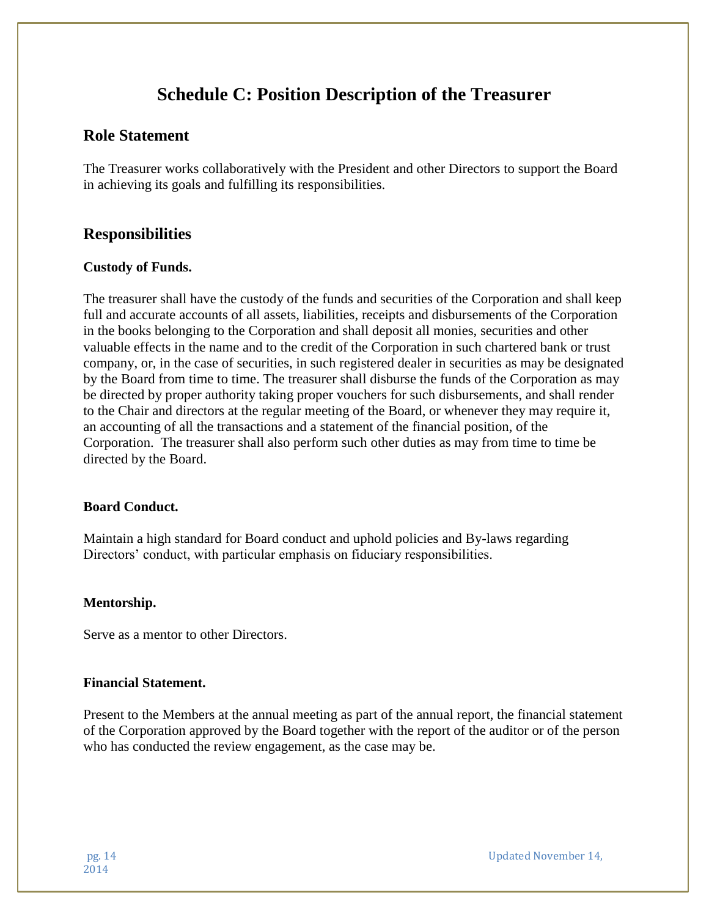# Schedule C: Position Description of the Treasurer

## Role Statement

The Treasurer works collaboratively with the President and other Directors to support the Board in achieving its goals and fulfilling its responsibilities.

## Responsibilities

**Custody of Funds.**

The treasurer shall have the custody of the funds and securities of the Corporation and shall keep full and accurate accounts of all assets, liabilities, receipts and disbursements of the Corporation in the books belonging to the Corporation and shall deposit all monies, securities and other valuable effects in the name and to the credit of the Corporation in such chartered bank or trust company, or, in the case of securities, in such registered dealer in securities as may be designated by the Board from time to time. The treasurer shall disburse the funds of the Corporation as may be directed by proper authority taking proper vouchers for such disbursements, and shall render to the Chair and directors at the regular meeting of the Board, or whenever they may require it, an accounting of all the transactions and a statement of the financial position, of the Corporation. The treasurer shall also perform such other duties as may from time to time be directed by the Board.

**Board Conduct.**

Maintain a high standard for Board conduct and uphold policies and By-laws regarding Directors' conduct, with particular emphasis on fiduciary responsibilities.

**Mentorship.**

Serve as a mentor to other Directors.

**Financial Statement.**

Present to the Members at the annual meeting as part of the annual report, the financial statement of the Corporation approved by the Board together with the report of the auditor or of the person who has conducted the review engagement, as the case may be.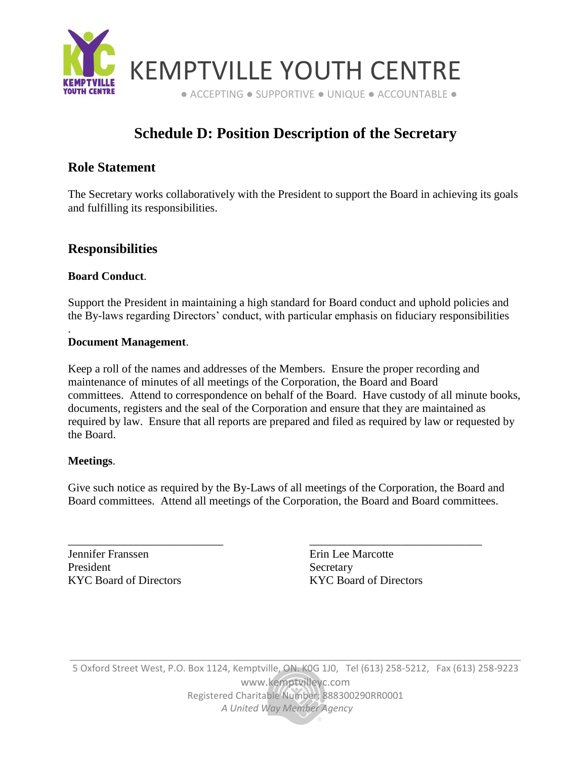# Schedule D: Position Description of the Secretary

## Role Statement

The Secretary works collaboratively with the President to support the Board in achieving its goals and fulfilling its responsibilities.

## Responsibilities

**Board Conduct**.

Support the President in maintaining a high standard for Board conduct and uphold policies and the By-laws regarding Directors' conduct, with particular emphasis on fiduciary responsibilities
.

**Document Management**.

Keep a roll of the names and addresses of the Members. Ensure the proper recording and maintenance of minutes of all meetings of the Corporation, the Board and Board committees. Attend to correspondence on behalf of the Board. Have custody of all minute books, documents, registers and the seal of the Corporation and ensure that they are maintained as required by law. Ensure that all reports are prepared and filed as required by law or requested by the Board.

**Meetings**.

Give such notice as required by the By-Laws of all meetings of the Corporation, the Board and Board committees. Attend all meetings of the Corporation, the Board and Board committees.

\_\_\_\_\_\_\_\_\_\_\_\_\_\_\_\_\_\_\_\_\_\_\_\_\_\_\_\_
Jennifer Franssen
President
KYC Board of Directors

\_\_\_\_\_\_\_\_\_\_\_\_\_\_\_\_\_\_\_\_\_\_\_\_\_\_\_\_
Erin Lee Marcotte
Secretary
KYC Board of Directors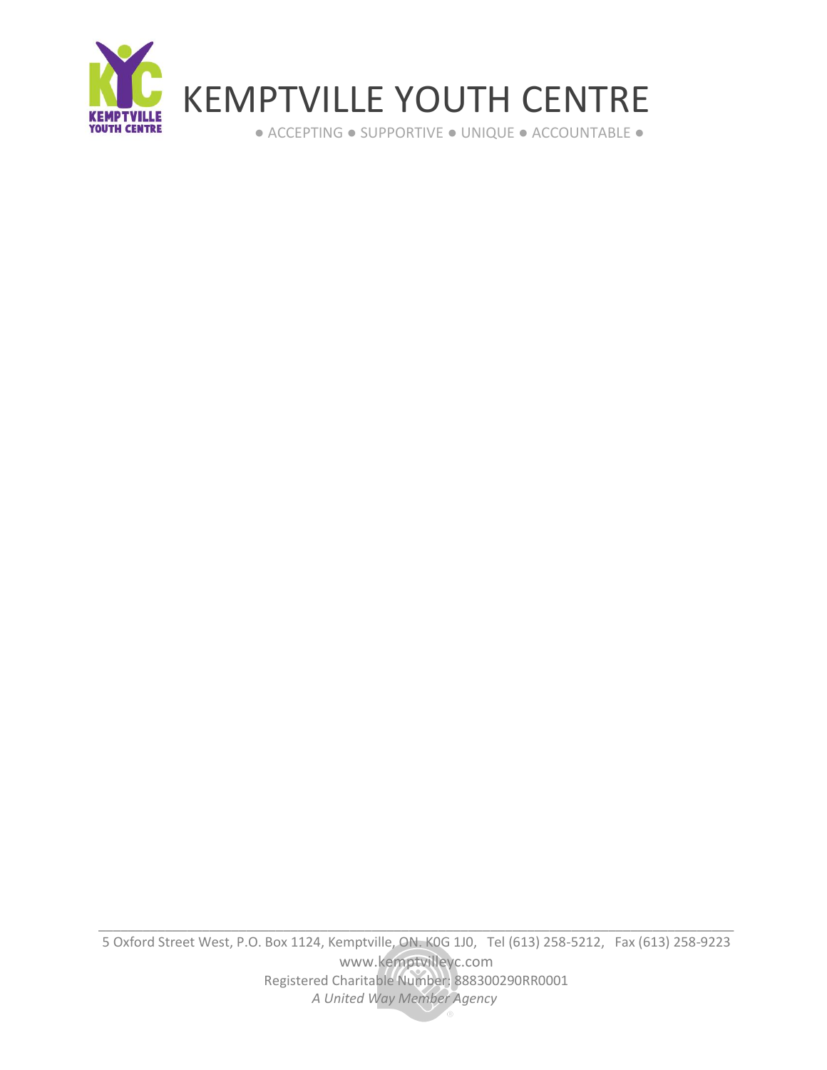# KEMPTVILLE YOUTH CENTRE

● ACCEPTING ● SUPPORTIVE ● UNIQUE ● ACCOUNTABLE ●

5 Oxford Street West, P.O. Box 1124, Kemptville, ON. K0G 1J0, Tel (613) 258-5212, Fax (613) 258-9223

www.kemptvilleyc.com

Registered Charitable Number: 888300290RR0001

*A United Way Member Agency*